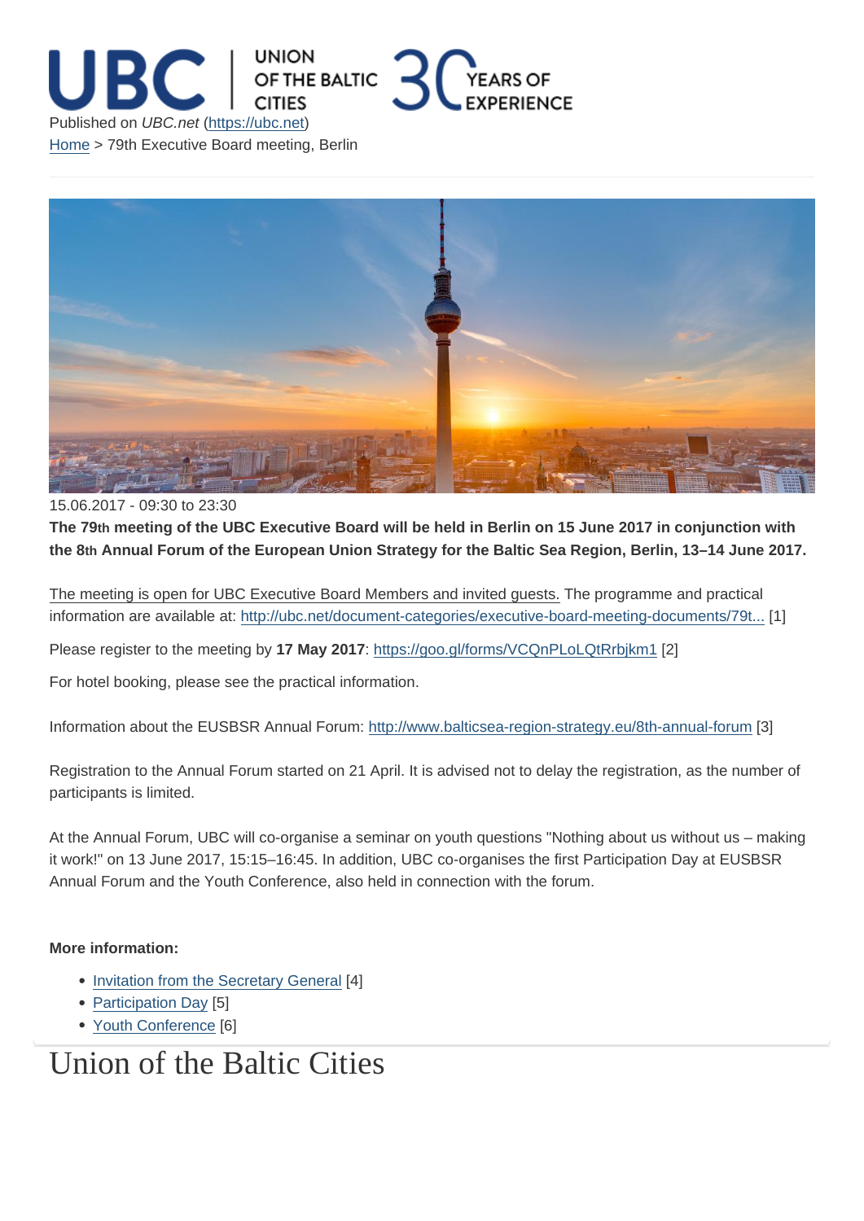Published on *UBC.net* (https://ubc.net)

Home > 79th Executive Board meeting, Berlin

15.06.2017 - 09:30 to 23:30

**The 79th meeting of the UBC Executive Board will be held in Berlin on 15 June 2017 in conjunction with the 8th Annual Forum of the European Union Strategy for the Baltic Sea Region, Berlin, 13–14 June 2017.**

The meeting is open for UBC Executive Board Members and invited guests. The programme and practical information are available at: http://ubc.net/document-categories/executive-board-meeting-documents/79t... [1]

Please register to the meeting by **17 May 2017**: https://goo.gl/forms/VCQnPLoLQtRrbjkm1 [2]

For hotel booking, please see the practical information.

Information about the EUSBSR Annual Forum: http://www.balticsea-region-strategy.eu/8th-annual-forum [3]

Registration to the Annual Forum started on 21 April. It is advised not to delay the registration, as the number of participants is limited.

At the Annual Forum, UBC will co-organise a seminar on youth questions "Nothing about us without us – making it work!" on 13 June 2017, 15:15–16:45. In addition, UBC co-organises the first Participation Day at EUSBSR Annual Forum and the Youth Conference, also held in connection with the forum.

**More information:**

- Invitation from the Secretary General [4]
- Participation Day [5]
- Youth Conference [6]

# Union of the Baltic Cities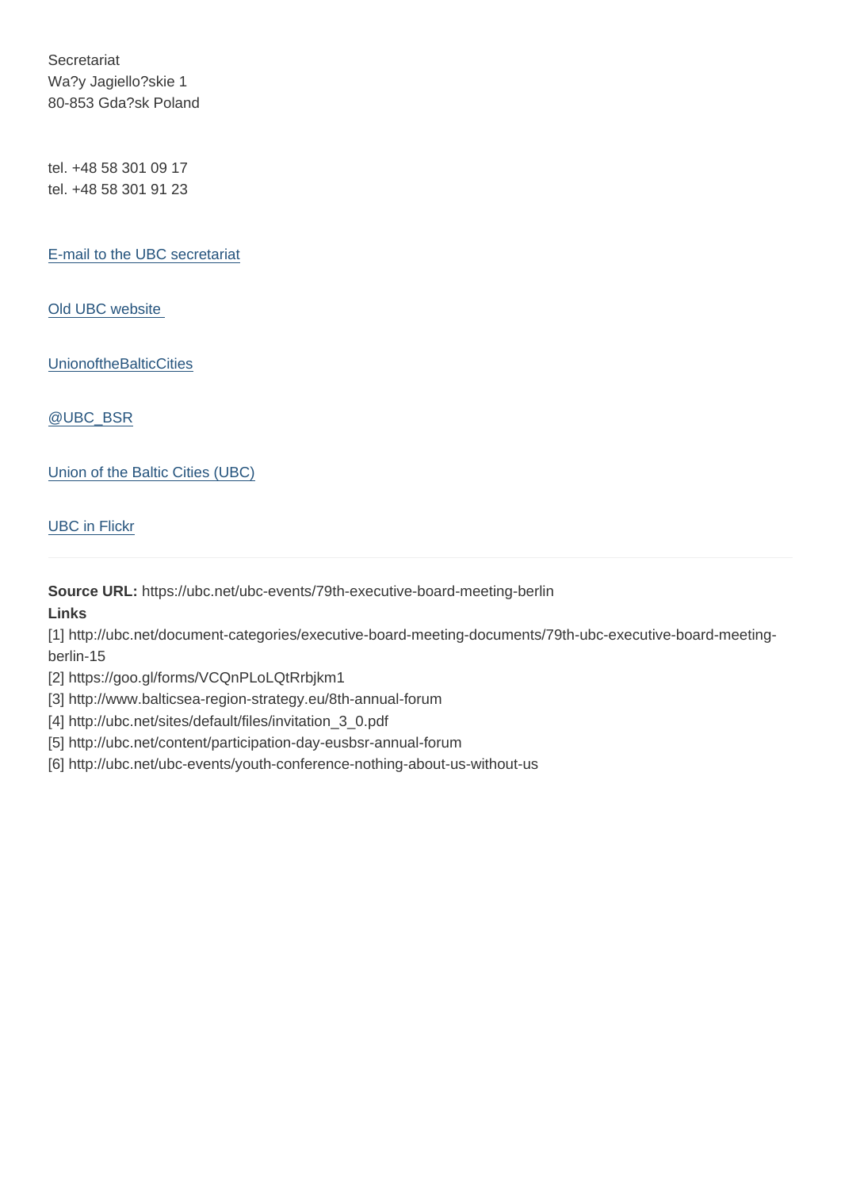Secretariat
Wa?y Jagiello?skie 1
80-853 Gda?sk Poland

tel. +48 58 301 09 17
tel. +48 58 301 91 23

E-mail to the UBC secretariat

Old UBC website

UnionoftheBalticCities

@UBC_BSR

Union of the Baltic Cities (UBC)

UBC in Flickr

---

**Source URL:** https://ubc.net/ubc-events/79th-executive-board-meeting-berlin

**Links**

[1] http://ubc.net/document-categories/executive-board-meeting-documents/79th-ubc-executive-board-meeting-berlin-15
[2] https://goo.gl/forms/VCQnPLoLQtRrbjkm1
[3] http://www.balticsea-region-strategy.eu/8th-annual-forum
[4] http://ubc.net/sites/default/files/invitation_3_0.pdf
[5] http://ubc.net/content/participation-day-eusbsr-annual-forum
[6] http://ubc.net/ubc-events/youth-conference-nothing-about-us-without-us